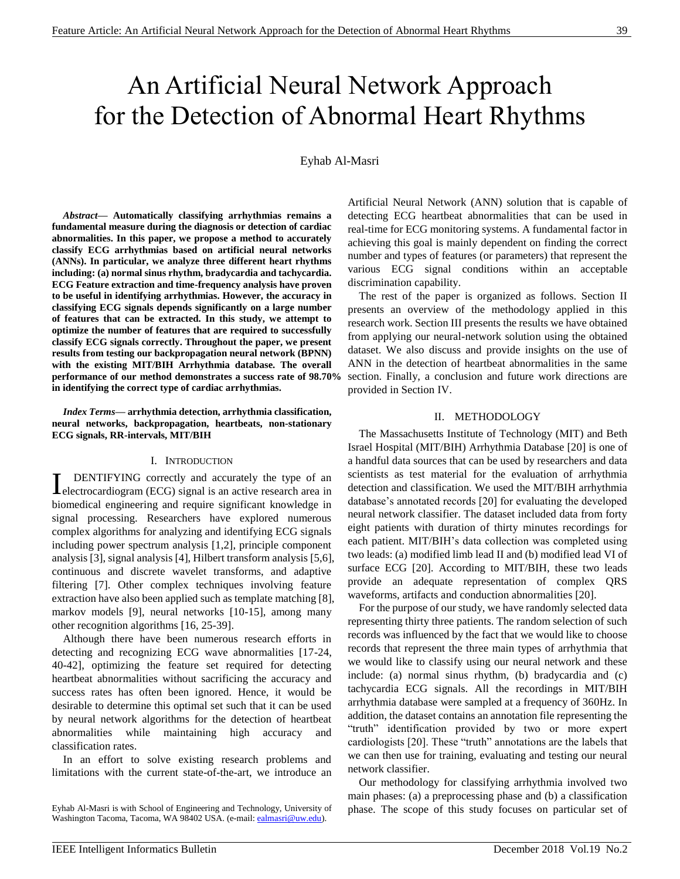# An Artificial Neural Network Approach for the Detection of Abnormal Heart Rhythms

Eyhab Al-Masri

***Abstract*— Automatically classifying arrhythmias remains a fundamental measure during the diagnosis or detection of cardiac abnormalities. In this paper, we propose a method to accurately classify ECG arrhythmias based on artificial neural networks (ANNs). In particular, we analyze three different heart rhythms including: (a) normal sinus rhythm, bradycardia and tachycardia. ECG Feature extraction and time-frequency analysis have proven to be useful in identifying arrhythmias. However, the accuracy in classifying ECG signals depends significantly on a large number of features that can be extracted. In this study, we attempt to optimize the number of features that are required to successfully classify ECG signals correctly. Throughout the paper, we present results from testing our backpropagation neural network (BPNN) with the existing MIT/BIH Arrhythmia database. The overall performance of our method demonstrates a success rate of 98.70% in identifying the correct type of cardiac arrhythmias.**

***Index Terms*— arrhythmia detection, arrhythmia classification, neural networks, backpropagation, heartbeats, non-stationary ECG signals, RR-intervals, MIT/BIH**

## I. Introduction

IDENTIFYING correctly and accurately the type of an electrocardiogram (ECG) signal is an active research area in biomedical engineering and require significant knowledge in signal processing. Researchers have explored numerous complex algorithms for analyzing and identifying ECG signals including power spectrum analysis [1,2], principle component analysis [3], signal analysis [4], Hilbert transform analysis [5,6], continuous and discrete wavelet transforms, and adaptive filtering [7]. Other complex techniques involving feature extraction have also been applied such as template matching [8], markov models [9], neural networks [10-15], among many other recognition algorithms [16, 25-39].

Although there have been numerous research efforts in detecting and recognizing ECG wave abnormalities [17-24, 40-42], optimizing the feature set required for detecting heartbeat abnormalities without sacrificing the accuracy and success rates has often been ignored. Hence, it would be desirable to determine this optimal set such that it can be used by neural network algorithms for the detection of heartbeat abnormalities while maintaining high accuracy and classification rates.

In an effort to solve existing research problems and limitations with the current state-of-the-art, we introduce an Artificial Neural Network (ANN) solution that is capable of detecting ECG heartbeat abnormalities that can be used in real-time for ECG monitoring systems. A fundamental factor in achieving this goal is mainly dependent on finding the correct number and types of features (or parameters) that represent the various ECG signal conditions within an acceptable discrimination capability.

The rest of the paper is organized as follows. Section II presents an overview of the methodology applied in this research work. Section III presents the results we have obtained from applying our neural-network solution using the obtained dataset. We also discuss and provide insights on the use of ANN in the detection of heartbeat abnormalities in the same section. Finally, a conclusion and future work directions are provided in Section IV.

## II. Methodology

The Massachusetts Institute of Technology (MIT) and Beth Israel Hospital (MIT/BIH) Arrhythmia Database [20] is one of a handful data sources that can be used by researchers and data scientists as test material for the evaluation of arrhythmia detection and classification. We used the MIT/BIH arrhythmia database's annotated records [20] for evaluating the developed neural network classifier. The dataset included data from forty eight patients with duration of thirty minutes recordings for each patient. MIT/BIH's data collection was completed using two leads: (a) modified limb lead II and (b) modified lead VI of surface ECG [20]. According to MIT/BIH, these two leads provide an adequate representation of complex QRS waveforms, artifacts and conduction abnormalities [20].

For the purpose of our study, we have randomly selected data representing thirty three patients. The random selection of such records was influenced by the fact that we would like to choose records that represent the three main types of arrhythmia that we would like to classify using our neural network and these include: (a) normal sinus rhythm, (b) bradycardia and (c) tachycardia ECG signals. All the recordings in MIT/BIH arrhythmia database were sampled at a frequency of 360Hz. In addition, the dataset contains an annotation file representing the "truth" identification provided by two or more expert cardiologists [20]. These "truth" annotations are the labels that we can then use for training, evaluating and testing our neural network classifier.

Our methodology for classifying arrhythmia involved two main phases: (a) a preprocessing phase and (b) a classification phase. The scope of this study focuses on particular set of

Eyhab Al-Masri is with School of Engineering and Technology, University of Washington Tacoma, Tacoma, WA 98402 USA. (e-mail: ealmasri@uw.edu).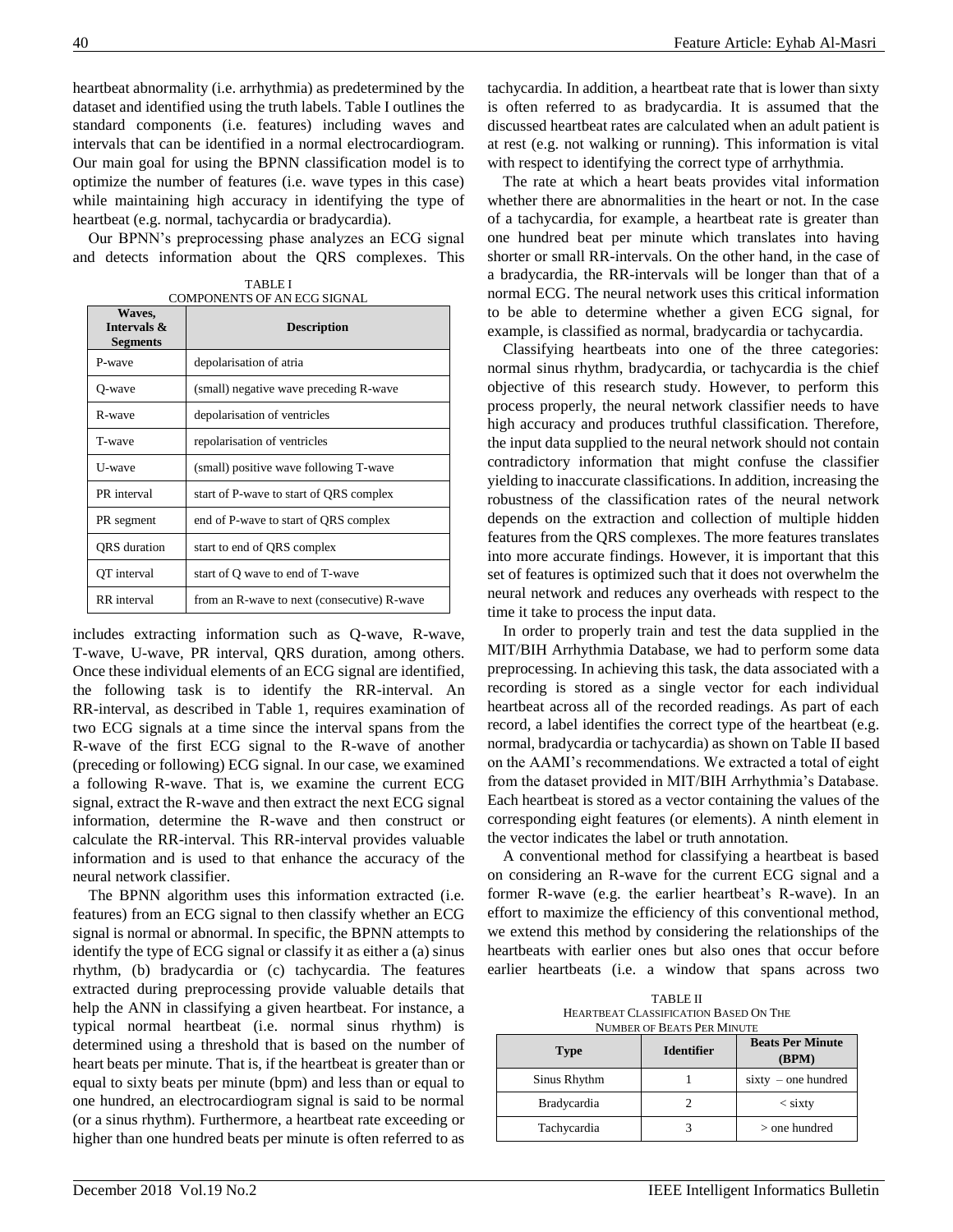heartbeat abnormality (i.e. arrhythmia) as predetermined by the dataset and identified using the truth labels. Table I outlines the standard components (i.e. features) including waves and intervals that can be identified in a normal electrocardiogram. Our main goal for using the BPNN classification model is to optimize the number of features (i.e. wave types in this case) while maintaining high accuracy in identifying the type of heartbeat (e.g. normal, tachycardia or bradycardia).

Our BPNN's preprocessing phase analyzes an ECG signal and detects information about the QRS complexes. This includes extracting information such as Q-wave, R-wave, T-wave, U-wave, PR interval, QRS duration, among others. Once these individual elements of an ECG signal are identified, the following task is to identify the RR-interval. An RR-interval, as described in Table 1, requires examination of two ECG signals at a time since the interval spans from the R-wave of the first ECG signal to the R-wave of another (preceding or following) ECG signal. In our case, we examined a following R-wave. That is, we examine the current ECG signal, extract the R-wave and then extract the next ECG signal information, determine the R-wave and then construct or calculate the RR-interval. This RR-interval provides valuable information and is used to that enhance the accuracy of the neural network classifier.

TABLE I
COMPONENTS OF AN ECG SIGNAL

| Waves, Intervals & Segments | Description |
|---|---|
| P-wave | depolarisation of atria |
| Q-wave | (small) negative wave preceding R-wave |
| R-wave | depolarisation of ventricles |
| T-wave | repolarisation of ventricles |
| U-wave | (small) positive wave following T-wave |
| PR interval | start of P-wave to start of QRS complex |
| PR segment | end of P-wave to start of QRS complex |
| QRS duration | start to end of QRS complex |
| QT interval | start of Q wave to end of T-wave |
| RR interval | from an R-wave to next (consecutive) R-wave |

The BPNN algorithm uses this information extracted (i.e. features) from an ECG signal to then classify whether an ECG signal is normal or abnormal. In specific, the BPNN attempts to identify the type of ECG signal or classify it as either a (a) sinus rhythm, (b) bradycardia or (c) tachycardia. The features extracted during preprocessing provide valuable details that help the ANN in classifying a given heartbeat. For instance, a typical normal heartbeat (i.e. normal sinus rhythm) is determined using a threshold that is based on the number of heart beats per minute. That is, if the heartbeat is greater than or equal to sixty beats per minute (bpm) and less than or equal to one hundred, an electrocardiogram signal is said to be normal (or a sinus rhythm). Furthermore, a heartbeat rate exceeding or higher than one hundred beats per minute is often referred to as tachycardia. In addition, a heartbeat rate that is lower than sixty is often referred to as bradycardia. It is assumed that the discussed heartbeat rates are calculated when an adult patient is at rest (e.g. not walking or running). This information is vital with respect to identifying the correct type of arrhythmia.

The rate at which a heart beats provides vital information whether there are abnormalities in the heart or not. In the case of a tachycardia, for example, a heartbeat rate is greater than one hundred beat per minute which translates into having shorter or small RR-intervals. On the other hand, in the case of a bradycardia, the RR-intervals will be longer than that of a normal ECG. The neural network uses this critical information to be able to determine whether a given ECG signal, for example, is classified as normal, bradycardia or tachycardia.

Classifying heartbeats into one of the three categories: normal sinus rhythm, bradycardia, or tachycardia is the chief objective of this research study. However, to perform this process properly, the neural network classifier needs to have high accuracy and produces truthful classification. Therefore, the input data supplied to the neural network should not contain contradictory information that might confuse the classifier yielding to inaccurate classifications. In addition, increasing the robustness of the classification rates of the neural network depends on the extraction and collection of multiple hidden features from the QRS complexes. The more features translates into more accurate findings. However, it is important that this set of features is optimized such that it does not overwhelm the neural network and reduces any overheads with respect to the time it take to process the input data.

In order to properly train and test the data supplied in the MIT/BIH Arrhythmia Database, we had to perform some data preprocessing. In achieving this task, the data associated with a recording is stored as a single vector for each individual heartbeat across all of the recorded readings. As part of each record, a label identifies the correct type of the heartbeat (e.g. normal, bradycardia or tachycardia) as shown on Table II based on the AAMI's recommendations. We extracted a total of eight from the dataset provided in MIT/BIH Arrhythmia's Database. Each heartbeat is stored as a vector containing the values of the corresponding eight features (or elements). A ninth element in the vector indicates the label or truth annotation.

A conventional method for classifying a heartbeat is based on considering an R-wave for the current ECG signal and a former R-wave (e.g. the earlier heartbeat's R-wave). In an effort to maximize the efficiency of this conventional method, we extend this method by considering the relationships of the heartbeats with earlier ones but also ones that occur before earlier heartbeats (i.e. a window that spans across two

TABLE II
HEARTBEAT CLASSIFICATION BASED ON THE NUMBER OF BEATS PER MINUTE

| Type | Identifier | Beats Per Minute (BPM) |
|---|---|---|
| Sinus Rhythm | 1 | sixty – one hundred |
| Bradycardia | 2 | < sixty |
| Tachycardia | 3 | > one hundred |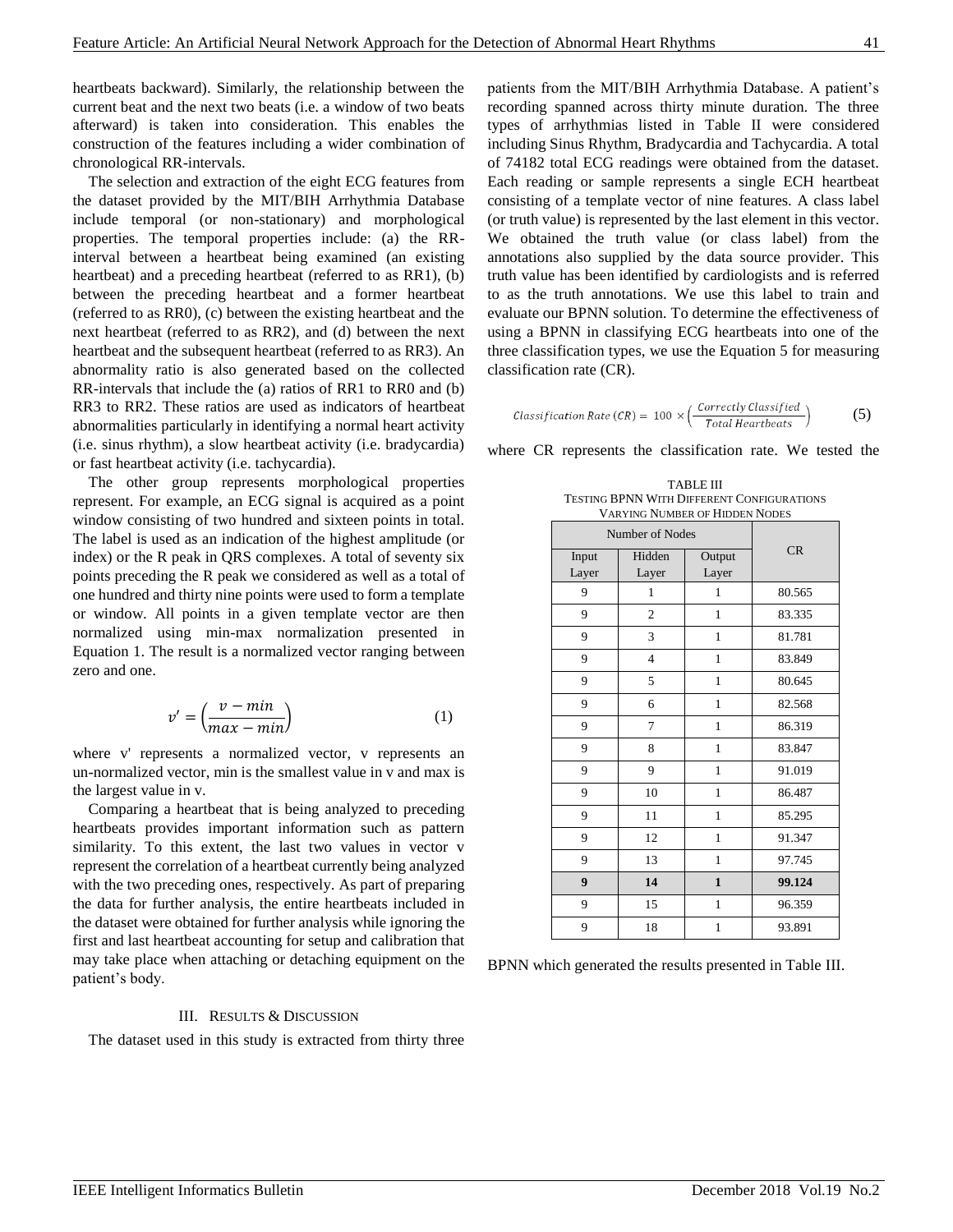heartbeats backward). Similarly, the relationship between the current beat and the next two beats (i.e. a window of two beats afterward) is taken into consideration. This enables the construction of the features including a wider combination of chronological RR-intervals.

The selection and extraction of the eight ECG features from the dataset provided by the MIT/BIH Arrhythmia Database include temporal (or non-stationary) and morphological properties. The temporal properties include: (a) the RR-interval between a heartbeat being examined (an existing heartbeat) and a preceding heartbeat (referred to as RR1), (b) between the preceding heartbeat and a former heartbeat (referred to as RR0), (c) between the existing heartbeat and the next heartbeat (referred to as RR2), and (d) between the next heartbeat and the subsequent heartbeat (referred to as RR3). An abnormality ratio is also generated based on the collected RR-intervals that include the (a) ratios of RR1 to RR0 and (b) RR3 to RR2. These ratios are used as indicators of heartbeat abnormalities particularly in identifying a normal heart activity (i.e. sinus rhythm), a slow heartbeat activity (i.e. bradycardia) or fast heartbeat activity (i.e. tachycardia).

The other group represents morphological properties represent. For example, an ECG signal is acquired as a point window consisting of two hundred and sixteen points in total. The label is used as an indication of the highest amplitude (or index) or the R peak in QRS complexes. A total of seventy six points preceding the R peak we considered as well as a total of one hundred and thirty nine points were used to form a template or window. All points in a given template vector are then normalized using min-max normalization presented in Equation 1. The result is a normalized vector ranging between zero and one.

$$v' = \left(\frac{v - min}{max - min}\right) \qquad (1)$$

where v' represents a normalized vector, v represents an un-normalized vector, min is the smallest value in v and max is the largest value in v.

Comparing a heartbeat that is being analyzed to preceding heartbeats provides important information such as pattern similarity. To this extent, the last two values in vector v represent the correlation of a heartbeat currently being analyzed with the two preceding ones, respectively. As part of preparing the data for further analysis, the entire heartbeats included in the dataset were obtained for further analysis while ignoring the first and last heartbeat accounting for setup and calibration that may take place when attaching or detaching equipment on the patient's body.

## III. Results & Discussion

The dataset used in this study is extracted from thirty three patients from the MIT/BIH Arrhythmia Database. A patient's recording spanned across thirty minute duration. The three types of arrhythmias listed in Table II were considered including Sinus Rhythm, Bradycardia and Tachycardia. A total of 74182 total ECG readings were obtained from the dataset. Each reading or sample represents a single ECH heartbeat consisting of a template vector of nine features. A class label (or truth value) is represented by the last element in this vector. We obtained the truth value (or class label) from the annotations also supplied by the data source provider. This truth value has been identified by cardiologists and is referred to as the truth annotations. We use this label to train and evaluate our BPNN solution. To determine the effectiveness of using a BPNN in classifying ECG heartbeats into one of the three classification types, we use the Equation 5 for measuring classification rate (CR).

$$Classification\ Rate\ (CR) = 100 \times \left(\frac{Correctly\ Classified}{Total\ Heartbeats}\right) \qquad (5)$$

where CR represents the classification rate. We tested the BPNN which generated the results presented in Table III.

TABLE III
Testing BPNN With Different Configurations Varying Number of Hidden Nodes

| Number of Nodes | | | CR |
|---|---|---|---|
| Input Layer | Hidden Layer | Output Layer | |
| 9 | 1 | 1 | 80.565 |
| 9 | 2 | 1 | 83.335 |
| 9 | 3 | 1 | 81.781 |
| 9 | 4 | 1 | 83.849 |
| 9 | 5 | 1 | 80.645 |
| 9 | 6 | 1 | 82.568 |
| 9 | 7 | 1 | 86.319 |
| 9 | 8 | 1 | 83.847 |
| 9 | 9 | 1 | 91.019 |
| 9 | 10 | 1 | 86.487 |
| 9 | 11 | 1 | 85.295 |
| 9 | 12 | 1 | 91.347 |
| 9 | 13 | 1 | 97.745 |
| **9** | **14** | **1** | **99.124** |
| 9 | 15 | 1 | 96.359 |
| 9 | 18 | 1 | 93.891 |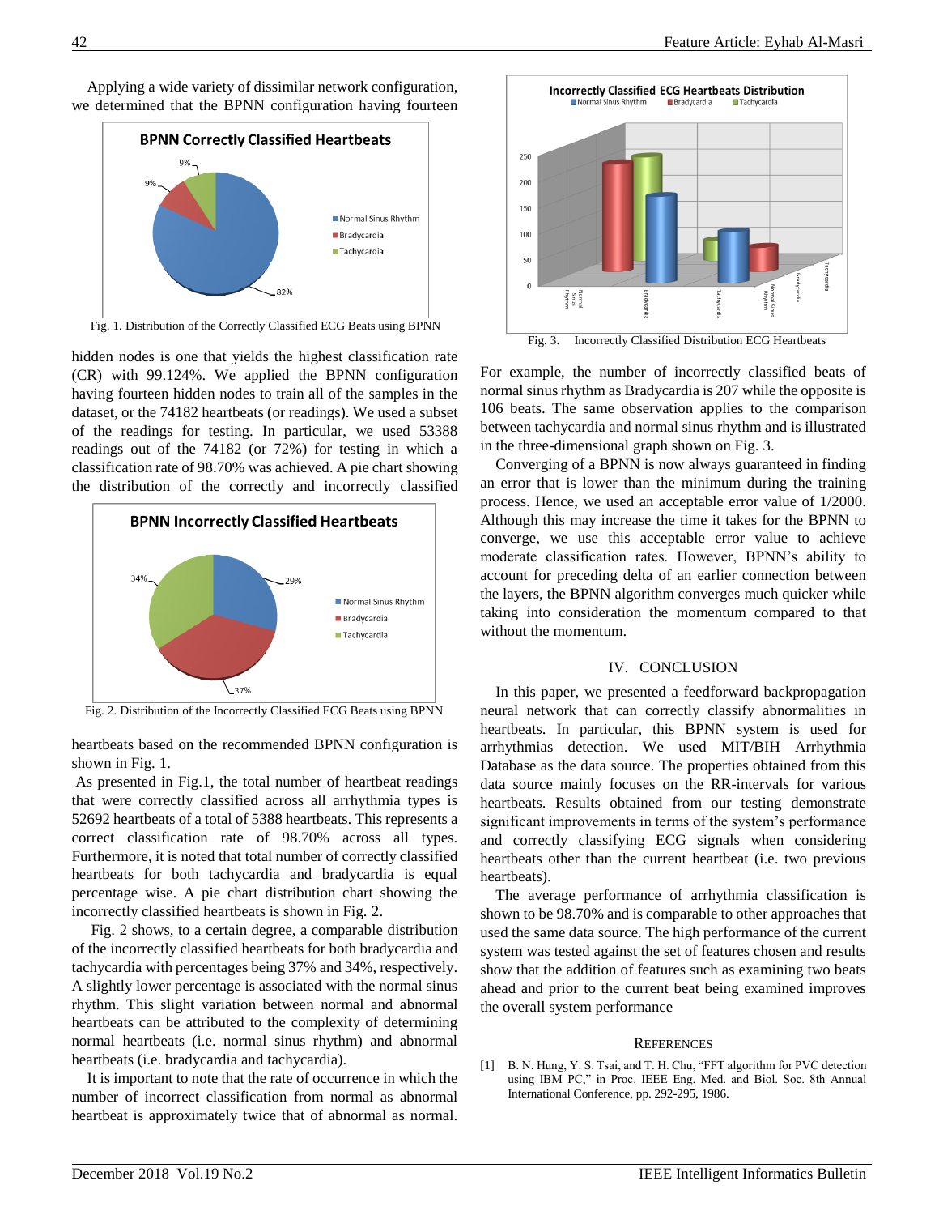Applying a wide variety of dissimilar network configuration, we determined that the BPNN configuration having fourteen hidden nodes is one that yields the highest classification rate (CR) with 99.124%. We applied the BPNN configuration having fourteen hidden nodes to train all of the samples in the dataset, or the 74182 heartbeats (or readings). We used a subset of the readings for testing. In particular, we used 53388 readings out of the 74182 (or 72%) for testing in which a classification rate of 98.70% was achieved. A pie chart showing the distribution of the correctly and incorrectly classified heartbeats based on the recommended BPNN configuration is shown in Fig. 1.

Fig. 1. Distribution of the Correctly Classified ECG Beats using BPNN

Fig. 2. Distribution of the Incorrectly Classified ECG Beats using BPNN

As presented in Fig.1, the total number of heartbeat readings that were correctly classified across all arrhythmia types is 52692 heartbeats of a total of 5388 heartbeats. This represents a correct classification rate of 98.70% across all types. Furthermore, it is noted that total number of correctly classified heartbeats for both tachycardia and bradycardia is equal percentage wise. A pie chart distribution chart showing the incorrectly classified heartbeats is shown in Fig. 2.

Fig. 2 shows, to a certain degree, a comparable distribution of the incorrectly classified heartbeats for both bradycardia and tachycardia with percentages being 37% and 34%, respectively. A slightly lower percentage is associated with the normal sinus rhythm. This slight variation between normal and abnormal heartbeats can be attributed to the complexity of determining normal heartbeats (i.e. normal sinus rhythm) and abnormal heartbeats (i.e. bradycardia and tachycardia).

It is important to note that the rate of occurrence in which the number of incorrect classification from normal as abnormal heartbeat is approximately twice that of abnormal as normal. For example, the number of incorrectly classified beats of normal sinus rhythm as Bradycardia is 207 while the opposite is 106 beats. The same observation applies to the comparison between tachycardia and normal sinus rhythm and is illustrated in the three-dimensional graph shown on Fig. 3.

Fig. 3. Incorrectly Classified Distribution ECG Heartbeats

Converging of a BPNN is now always guaranteed in finding an error that is lower than the minimum during the training process. Hence, we used an acceptable error value of 1/2000. Although this may increase the time it takes for the BPNN to converge, we use this acceptable error value to achieve moderate classification rates. However, BPNN's ability to account for preceding delta of an earlier connection between the layers, the BPNN algorithm converges much quicker while taking into consideration the momentum compared to that without the momentum.

## IV. CONCLUSION

In this paper, we presented a feedforward backpropagation neural network that can correctly classify abnormalities in heartbeats. In particular, this BPNN system is used for arrhythmias detection. We used MIT/BIH Arrhythmia Database as the data source. The properties obtained from this data source mainly focuses on the RR-intervals for various heartbeats. Results obtained from our testing demonstrate significant improvements in terms of the system's performance and correctly classifying ECG signals when considering heartbeats other than the current heartbeat (i.e. two previous heartbeats).

The average performance of arrhythmia classification is shown to be 98.70% and is comparable to other approaches that used the same data source. The high performance of the current system was tested against the set of features chosen and results show that the addition of features such as examining two beats ahead and prior to the current beat being examined improves the overall system performance

## REFERENCES

[1] B. N. Hung, Y. S. Tsai, and T. H. Chu, "FFT algorithm for PVC detection using IBM PC," in Proc. IEEE Eng. Med. and Biol. Soc. 8th Annual International Conference, pp. 292-295, 1986.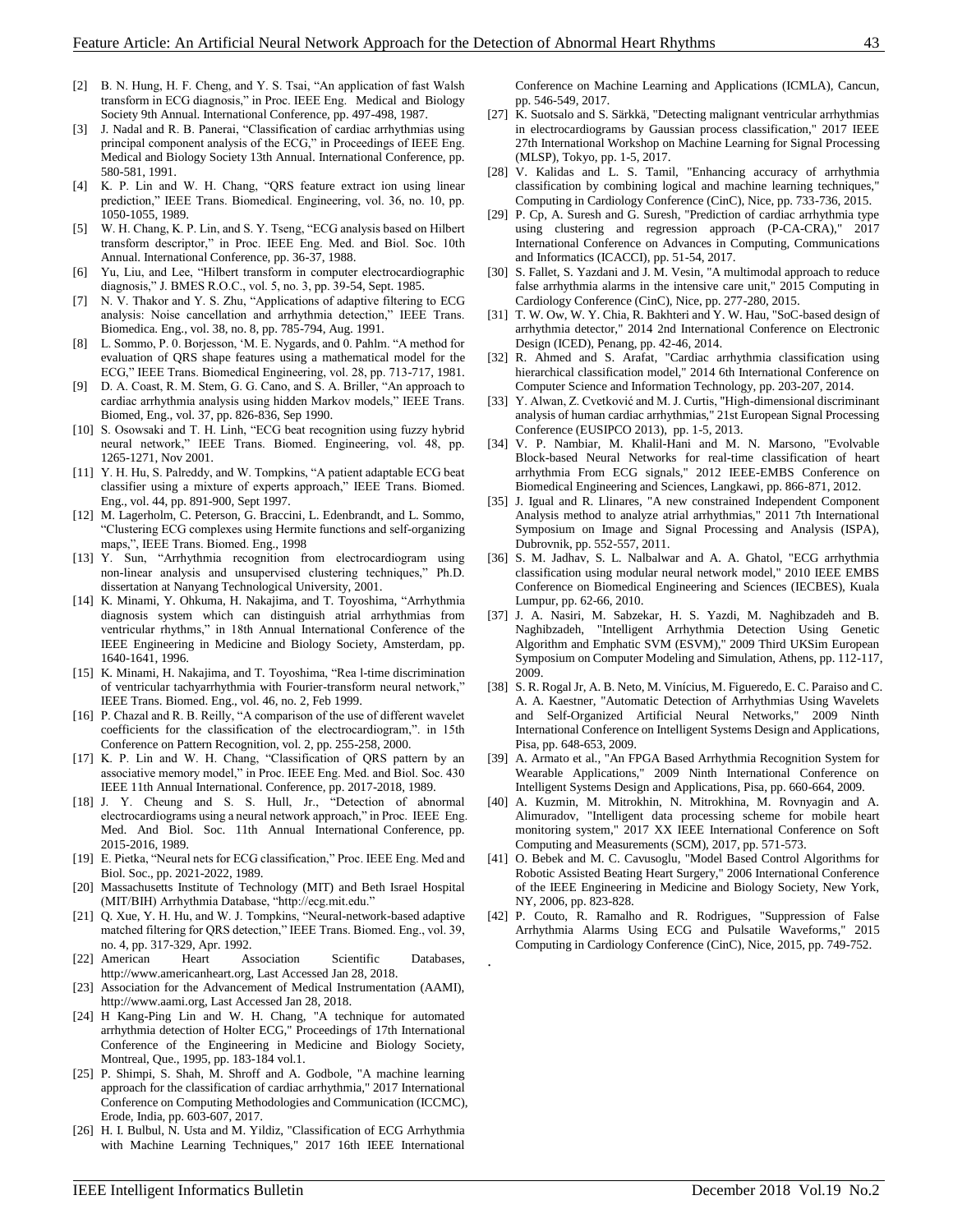[2] B. N. Hung, H. F. Cheng, and Y. S. Tsai, "An application of fast Walsh transform in ECG diagnosis," in Proc. IEEE Eng. Medical and Biology Society 9th Annual. International Conference, pp. 497-498, 1987.

[3] J. Nadal and R. B. Panerai, "Classification of cardiac arrhythmias using principal component analysis of the ECG," in Proceedings of IEEE Eng. Medical and Biology Society 13th Annual. International Conference, pp. 580-581, 1991.

[4] K. P. Lin and W. H. Chang, "QRS feature extract ion using linear prediction," IEEE Trans. Biomedical. Engineering, vol. 36, no. 10, pp. 1050-1055, 1989.

[5] W. H. Chang, K. P. Lin, and S. Y. Tseng, "ECG analysis based on Hilbert transform descriptor," in Proc. IEEE Eng. Med. and Biol. Soc. 10th Annual. International Conference, pp. 36-37, 1988.

[6] Yu, Liu, and Lee, "Hilbert transform in computer electrocardiographic diagnosis," J. BMES R.O.C., vol. 5, no. 3, pp. 39-54, Sept. 1985.

[7] N. V. Thakor and Y. S. Zhu, "Applications of adaptive filtering to ECG analysis: Noise cancellation and arrhythmia detection," IEEE Trans. Biomedica. Eng., vol. 38, no. 8, pp. 785-794, Aug. 1991.

[8] L. Sommo, P. 0. Borjesson, 'M. E. Nygards, and 0. Pahlm. "A method for evaluation of QRS shape features using a mathematical model for the ECG," IEEE Trans. Biomedical Engineering, vol. 28, pp. 713-717, 1981.

[9] D. A. Coast, R. M. Stem, G. G. Cano, and S. A. Briller, "An approach to cardiac arrhythmia analysis using hidden Markov models," IEEE Trans. Biomed, Eng., vol. 37, pp. 826-836, Sep 1990.

[10] S. Osowsaki and T. H. Linh, "ECG beat recognition using fuzzy hybrid neural network," IEEE Trans. Biomed. Engineering, vol. 48, pp. 1265-1271, Nov 2001.

[11] Y. H. Hu, S. Palreddy, and W. Tompkins, "A patient adaptable ECG beat classifier using a mixture of experts approach," IEEE Trans. Biomed. Eng., vol. 44, pp. 891-900, Sept 1997.

[12] M. Lagerholm, C. Peterson, G. Braccini, L. Edenbrandt, and L. Sommo, "Clustering ECG complexes using Hermite functions and self-organizing maps,", IEEE Trans. Biomed. Eng., 1998

[13] Y. Sun, "Arrhythmia recognition from electrocardiogram using non-linear analysis and unsupervised clustering techniques," Ph.D. dissertation at Nanyang Technological University, 2001.

[14] K. Minami, Y. Ohkuma, H. Nakajima, and T. Toyoshima, "Arrhythmia diagnosis system which can distinguish atrial arrhythmias from ventricular rhythms," in 18th Annual International Conference of the IEEE Engineering in Medicine and Biology Society, Amsterdam, pp. 1640-1641, 1996.

[15] K. Minami, H. Nakajima, and T. Toyoshima, "Rea l-time discrimination of ventricular tachyarrhythmia with Fourier-transform neural network," IEEE Trans. Biomed. Eng., vol. 46, no. 2, Feb 1999.

[16] P. Chazal and R. B. Reilly, "A comparison of the use of different wavelet coefficients for the classification of the electrocardiogram,". in 15th Conference on Pattern Recognition, vol. 2, pp. 255-258, 2000.

[17] K. P. Lin and W. H. Chang, "Classification of QRS pattern by an associative memory model," in Proc. IEEE Eng. Med. and Biol. Soc. 430 IEEE 11th Annual International. Conference, pp. 2017-2018, 1989.

[18] J. Y. Cheung and S. S. Hull, Jr., "Detection of abnormal electrocardiograms using a neural network approach," in Proc. IEEE Eng. Med. And Biol. Soc. 11th Annual International Conference, pp. 2015-2016, 1989.

[19] E. Pietka, "Neural nets for ECG classification," Proc. IEEE Eng. Med and Biol. Soc., pp. 2021-2022, 1989.

[20] Massachusetts Institute of Technology (MIT) and Beth Israel Hospital (MIT/BIH) Arrhythmia Database, "http://ecg.mit.edu."

[21] Q. Xue, Y. H. Hu, and W. J. Tompkins, "Neural-network-based adaptive matched filtering for QRS detection," IEEE Trans. Biomed. Eng., vol. 39, no. 4, pp. 317-329, Apr. 1992.

[22] American Heart Association Scientific Databases, http://www.americanheart.org, Last Accessed Jan 28, 2018.

[23] Association for the Advancement of Medical Instrumentation (AAMI), http://www.aami.org, Last Accessed Jan 28, 2018.

[24] H Kang-Ping Lin and W. H. Chang, "A technique for automated arrhythmia detection of Holter ECG," Proceedings of 17th International Conference of the Engineering in Medicine and Biology Society, Montreal, Que., 1995, pp. 183-184 vol.1.

[25] P. Shimpi, S. Shah, M. Shroff and A. Godbole, "A machine learning approach for the classification of cardiac arrhythmia," 2017 International Conference on Computing Methodologies and Communication (ICCMC), Erode, India, pp. 603-607, 2017.

[26] H. I. Bulbul, N. Usta and M. Yildiz, "Classification of ECG Arrhythmia with Machine Learning Techniques," 2017 16th IEEE International Conference on Machine Learning and Applications (ICMLA), Cancun, pp. 546-549, 2017.

[27] K. Suotsalo and S. Särkkä, "Detecting malignant ventricular arrhythmias in electrocardiograms by Gaussian process classification," 2017 IEEE 27th International Workshop on Machine Learning for Signal Processing (MLSP), Tokyo, pp. 1-5, 2017.

[28] V. Kalidas and L. S. Tamil, "Enhancing accuracy of arrhythmia classification by combining logical and machine learning techniques," Computing in Cardiology Conference (CinC), Nice, pp. 733-736, 2015.

[29] P. Cp, A. Suresh and G. Suresh, "Prediction of cardiac arrhythmia type using clustering and regression approach (P-CA-CRA)," 2017 International Conference on Advances in Computing, Communications and Informatics (ICACCI), pp. 51-54, 2017.

[30] S. Fallet, S. Yazdani and J. M. Vesin, "A multimodal approach to reduce false arrhythmia alarms in the intensive care unit," 2015 Computing in Cardiology Conference (CinC), Nice, pp. 277-280, 2015.

[31] T. W. Ow, W. Y. Chia, R. Bakhteri and Y. W. Hau, "SoC-based design of arrhythmia detector," 2014 2nd International Conference on Electronic Design (ICED), Penang, pp. 42-46, 2014.

[32] R. Ahmed and S. Arafat, "Cardiac arrhythmia classification using hierarchical classification model," 2014 6th International Conference on Computer Science and Information Technology, pp. 203-207, 2014.

[33] Y. Alwan, Z. Cvetković and M. J. Curtis, "High-dimensional discriminant analysis of human cardiac arrhythmias," 21st European Signal Processing Conference (EUSIPCO 2013), pp. 1-5, 2013.

[34] V. P. Nambiar, M. Khalil-Hani and M. N. Marsono, "Evolvable Block-based Neural Networks for real-time classification of heart arrhythmia From ECG signals," 2012 IEEE-EMBS Conference on Biomedical Engineering and Sciences, Langkawi, pp. 866-871, 2012.

[35] J. Igual and R. Llinares, "A new constrained Independent Component Analysis method to analyze atrial arrhythmias," 2011 7th International Symposium on Image and Signal Processing and Analysis (ISPA), Dubrovnik, pp. 552-557, 2011.

[36] S. M. Jadhav, S. L. Nalbalwar and A. A. Ghatol, "ECG arrhythmia classification using modular neural network model," 2010 IEEE EMBS Conference on Biomedical Engineering and Sciences (IECBES), Kuala Lumpur, pp. 62-66, 2010.

[37] J. A. Nasiri, M. Sabzekar, H. S. Yazdi, M. Naghibzadeh and B. Naghibzadeh, "Intelligent Arrhythmia Detection Using Genetic Algorithm and Emphatic SVM (ESVM)," 2009 Third UKSim European Symposium on Computer Modeling and Simulation, Athens, pp. 112-117, 2009.

[38] S. R. Rogal Jr, A. B. Neto, M. Vinícius, M. Figueredo, E. C. Paraiso and C. A. A. Kaestner, "Automatic Detection of Arrhythmias Using Wavelets and Self-Organized Artificial Neural Networks," 2009 Ninth International Conference on Intelligent Systems Design and Applications, Pisa, pp. 648-653, 2009.

[39] A. Armato et al., "An FPGA Based Arrhythmia Recognition System for Wearable Applications," 2009 Ninth International Conference on Intelligent Systems Design and Applications, Pisa, pp. 660-664, 2009.

[40] A. Kuzmin, M. Mitrokhin, N. Mitrokhina, M. Rovnyagin and A. Alimuradov, "Intelligent data processing scheme for mobile heart monitoring system," 2017 XX IEEE International Conference on Soft Computing and Measurements (SCM), 2017, pp. 571-573.

[41] O. Bebek and M. C. Cavusoglu, "Model Based Control Algorithms for Robotic Assisted Beating Heart Surgery," 2006 International Conference of the IEEE Engineering in Medicine and Biology Society, New York, NY, 2006, pp. 823-828.

[42] P. Couto, R. Ramalho and R. Rodrigues, "Suppression of False Arrhythmia Alarms Using ECG and Pulsatile Waveforms," 2015 Computing in Cardiology Conference (CinC), Nice, 2015, pp. 749-752.